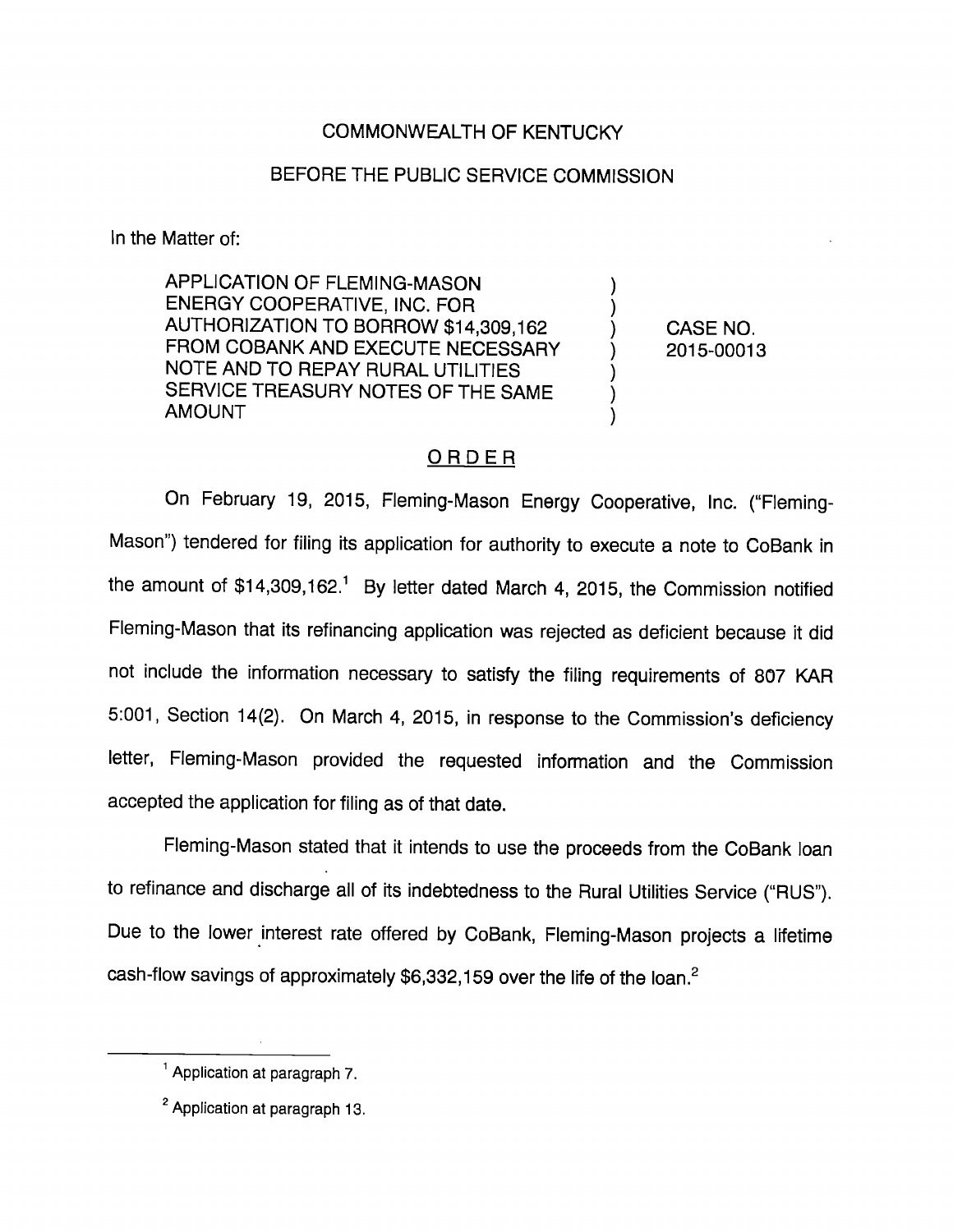COMMONWEALTH OF KENTUCKY

BEFORE THE PUBLIC SERVICE COMMISSION

In the Matter of:

| | | |
|---|---|---|
| APPLICATION OF FLEMING-MASON ENERGY COOPERATIVE, INC. FOR AUTHORIZATION TO BORROW $14,309,162 FROM COBANK AND EXECUTE NECESSARY NOTE AND TO REPAY RURAL UTILITIES SERVICE TREASURY NOTES OF THE SAME AMOUNT | ) | CASE NO. 2015-00013 |

## ORDER

On February 19, 2015, Fleming-Mason Energy Cooperative, Inc. ("Fleming-Mason") tendered for filing its application for authority to execute a note to CoBank in the amount of $14,309,162.[1] By letter dated March 4, 2015, the Commission notified Fleming-Mason that its refinancing application was rejected as deficient because it did not include the information necessary to satisfy the filing requirements of 807 KAR 5:001, Section 14(2). On March 4, 2015, in response to the Commission's deficiency letter, Fleming-Mason provided the requested information and the Commission accepted the application for filing as of that date.

Fleming-Mason stated that it intends to use the proceeds from the CoBank loan to refinance and discharge all of its indebtedness to the Rural Utilities Service ("RUS"). Due to the lower interest rate offered by CoBank, Fleming-Mason projects a lifetime cash-flow savings of approximately $6,332,159 over the life of the loan.[2]

---

[1] Application at paragraph 7.

[2] Application at paragraph 13.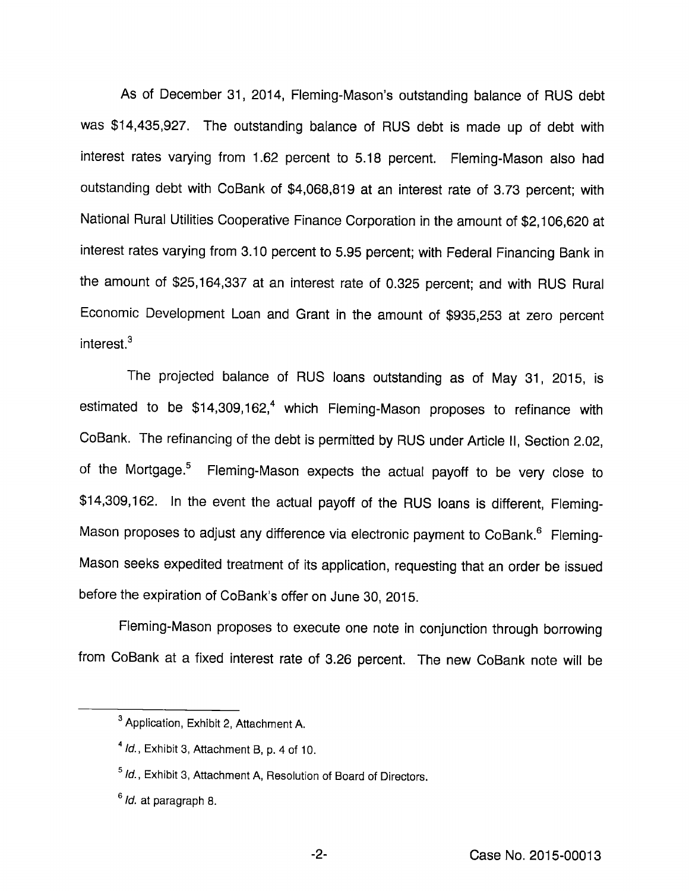As of December 31, 2014, Fleming-Mason's outstanding balance of RUS debt was $14,435,927. The outstanding balance of RUS debt is made up of debt with interest rates varying from 1.62 percent to 5.18 percent. Fleming-Mason also had outstanding debt with CoBank of $4,068,819 at an interest rate of 3.73 percent; with National Rural Utilities Cooperative Finance Corporation in the amount of $2,106,620 at interest rates varying from 3.10 percent to 5.95 percent; with Federal Financing Bank in the amount of $25,164,337 at an interest rate of 0.325 percent; and with RUS Rural Economic Development Loan and Grant in the amount of $935,253 at zero percent interest.[3]

The projected balance of RUS loans outstanding as of May 31, 2015, is estimated to be $14,309,162,[4] which Fleming-Mason proposes to refinance with CoBank. The refinancing of the debt is permitted by RUS under Article II, Section 2.02, of the Mortgage.[5] Fleming-Mason expects the actual payoff to be very close to $14,309,162. In the event the actual payoff of the RUS loans is different, Fleming-Mason proposes to adjust any difference via electronic payment to CoBank.[6] Fleming-Mason seeks expedited treatment of its application, requesting that an order be issued before the expiration of CoBank's offer on June 30, 2015.

Fleming-Mason proposes to execute one note in conjunction through borrowing from CoBank at a fixed interest rate of 3.26 percent. The new CoBank note will be

---

[3] Application, Exhibit 2, Attachment A.

[4] *Id.*, Exhibit 3, Attachment B, p. 4 of 10.

[5] *Id.*, Exhibit 3, Attachment A, Resolution of Board of Directors.

[6] *Id.* at paragraph 8.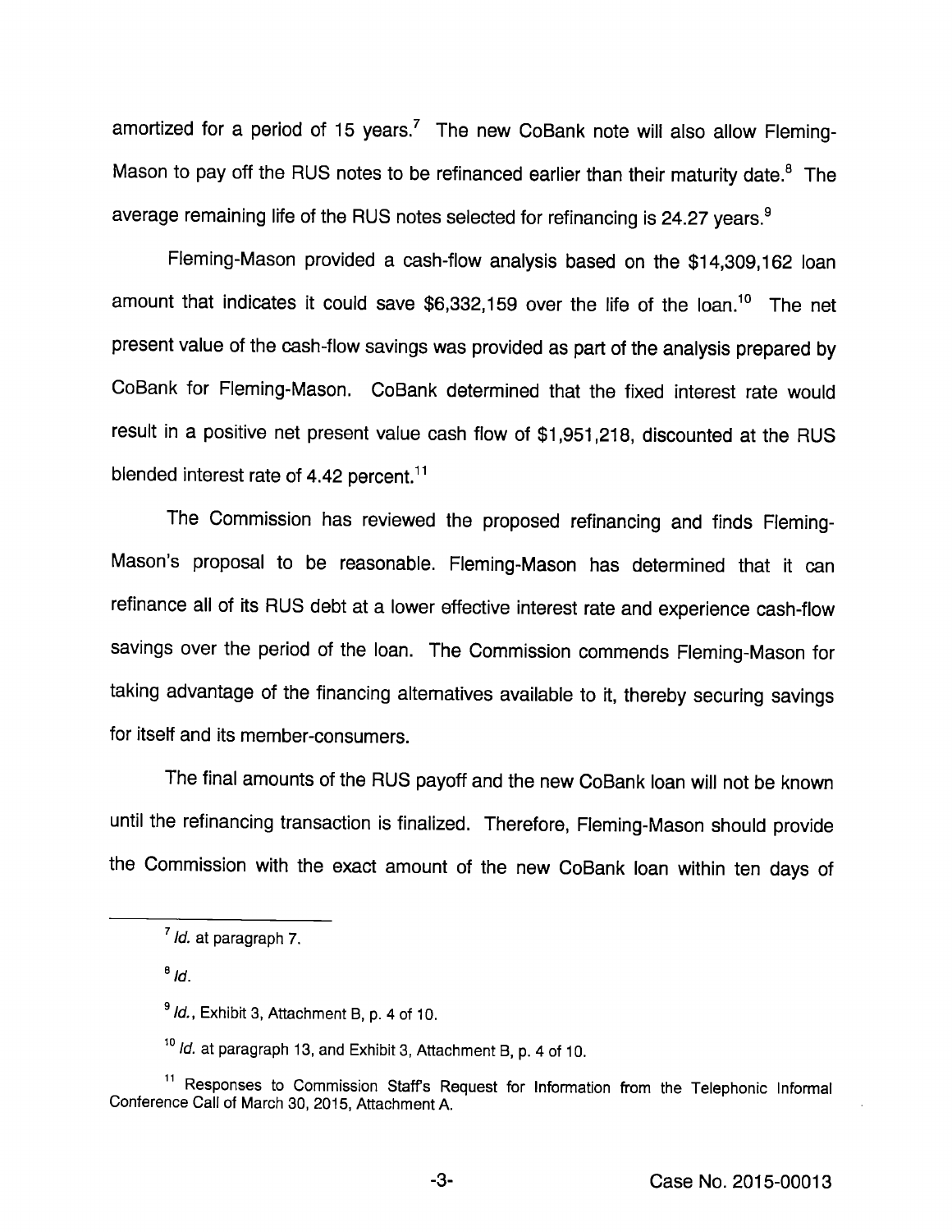amortized for a period of 15 years.[7] The new CoBank note will also allow Fleming-Mason to pay off the RUS notes to be refinanced earlier than their maturity date.[8] The average remaining life of the RUS notes selected for refinancing is 24.27 years.[9]

Fleming-Mason provided a cash-flow analysis based on the $14,309,162 loan amount that indicates it could save $6,332,159 over the life of the loan.[10] The net present value of the cash-flow savings was provided as part of the analysis prepared by CoBank for Fleming-Mason. CoBank determined that the fixed interest rate would result in a positive net present value cash flow of $1,951,218, discounted at the RUS blended interest rate of 4.42 percent.[11]

The Commission has reviewed the proposed refinancing and finds Fleming-Mason's proposal to be reasonable. Fleming-Mason has determined that it can refinance all of its RUS debt at a lower effective interest rate and experience cash-flow savings over the period of the loan. The Commission commends Fleming-Mason for taking advantage of the financing alternatives available to it, thereby securing savings for itself and its member-consumers.

The final amounts of the RUS payoff and the new CoBank loan will not be known until the refinancing transaction is finalized. Therefore, Fleming-Mason should provide the Commission with the exact amount of the new CoBank loan within ten days of

---

[7] *Id.* at paragraph 7.

[8] *Id.*

[9] *Id.*, Exhibit 3, Attachment B, p. 4 of 10.

[10] *Id.* at paragraph 13, and Exhibit 3, Attachment B, p. 4 of 10.

[11] Responses to Commission Staff's Request for Information from the Telephonic Informal Conference Call of March 30, 2015, Attachment A.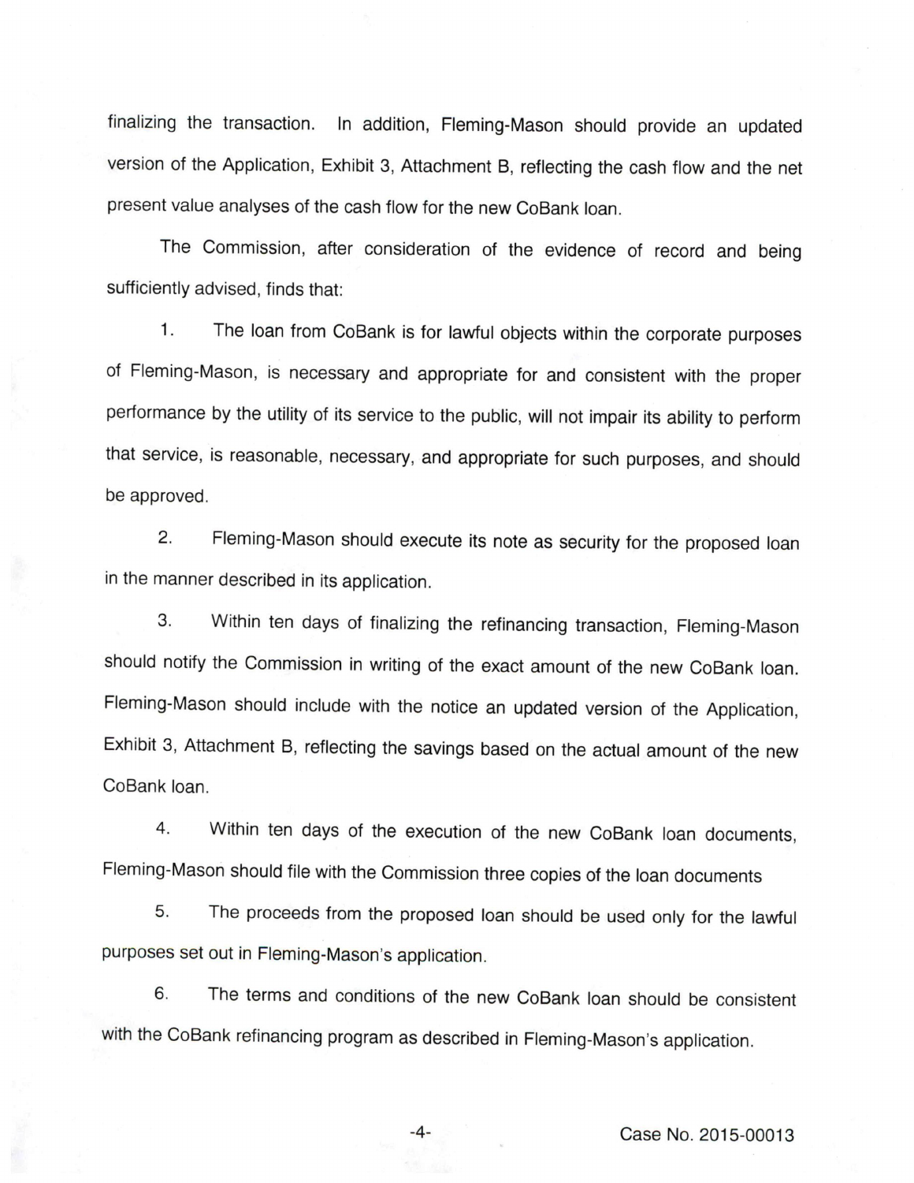finalizing the transaction. In addition, Fleming-Mason should provide an updated version of the Application, Exhibit 3, Attachment B, reflecting the cash flow and the net present value analyses of the cash flow for the new CoBank loan.

The Commission, after consideration of the evidence of record and being sufficiently advised, finds that:

1. The loan from CoBank is for lawful objects within the corporate purposes of Fleming-Mason, is necessary and appropriate for and consistent with the proper performance by the utility of its service to the public, will not impair its ability to perform that service, is reasonable, necessary, and appropriate for such purposes, and should be approved.

2. Fleming-Mason should execute its note as security for the proposed loan in the manner described in its application.

3. Within ten days of finalizing the refinancing transaction, Fleming-Mason should notify the Commission in writing of the exact amount of the new CoBank loan. Fleming-Mason should include with the notice an updated version of the Application, Exhibit 3, Attachment B, reflecting the savings based on the actual amount of the new CoBank loan.

4. Within ten days of the execution of the new CoBank loan documents, Fleming-Mason should file with the Commission three copies of the loan documents

5. The proceeds from the proposed loan should be used only for the lawful purposes set out in Fleming-Mason's application.

6. The terms and conditions of the new CoBank loan should be consistent with the CoBank refinancing program as described in Fleming-Mason's application.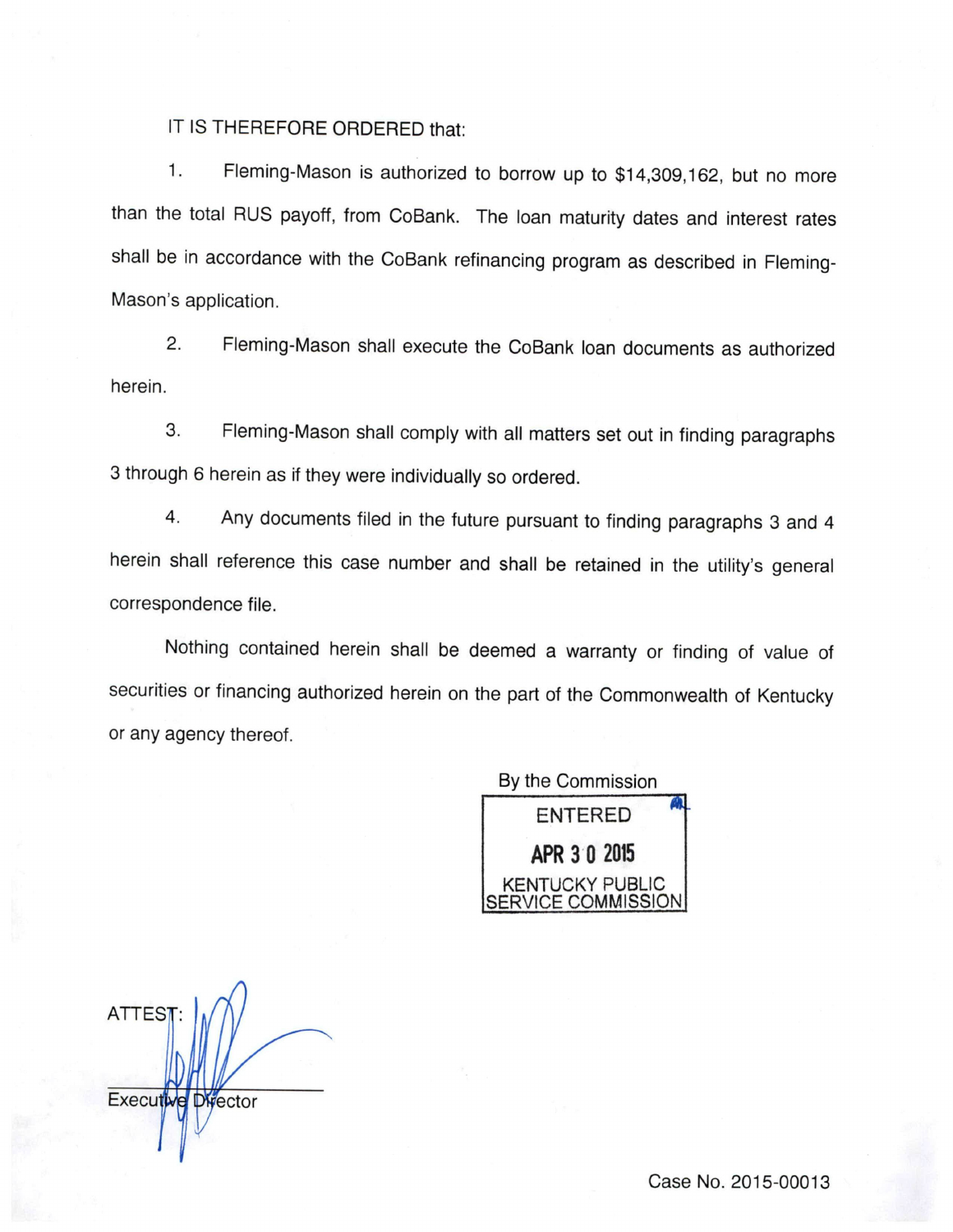IT IS THEREFORE ORDERED that:

1. Fleming-Mason is authorized to borrow up to $14,309,162, but no more than the total RUS payoff, from CoBank. The loan maturity dates and interest rates shall be in accordance with the CoBank refinancing program as described in Fleming-Mason's application.

2. Fleming-Mason shall execute the CoBank loan documents as authorized herein.

3. Fleming-Mason shall comply with all matters set out in finding paragraphs 3 through 6 herein as if they were individually so ordered.

4. Any documents filed in the future pursuant to finding paragraphs 3 and 4 herein shall reference this case number and shall be retained in the utility's general correspondence file.

Nothing contained herein shall be deemed a warranty or finding of value of securities or financing authorized herein on the part of the Commonwealth of Kentucky or any agency thereof.

By the Commission

ENTERED
APR 30 2015
KENTUCKY PUBLIC SERVICE COMMISSION

ATTEST:

Executive Director

Case No. 2015-00013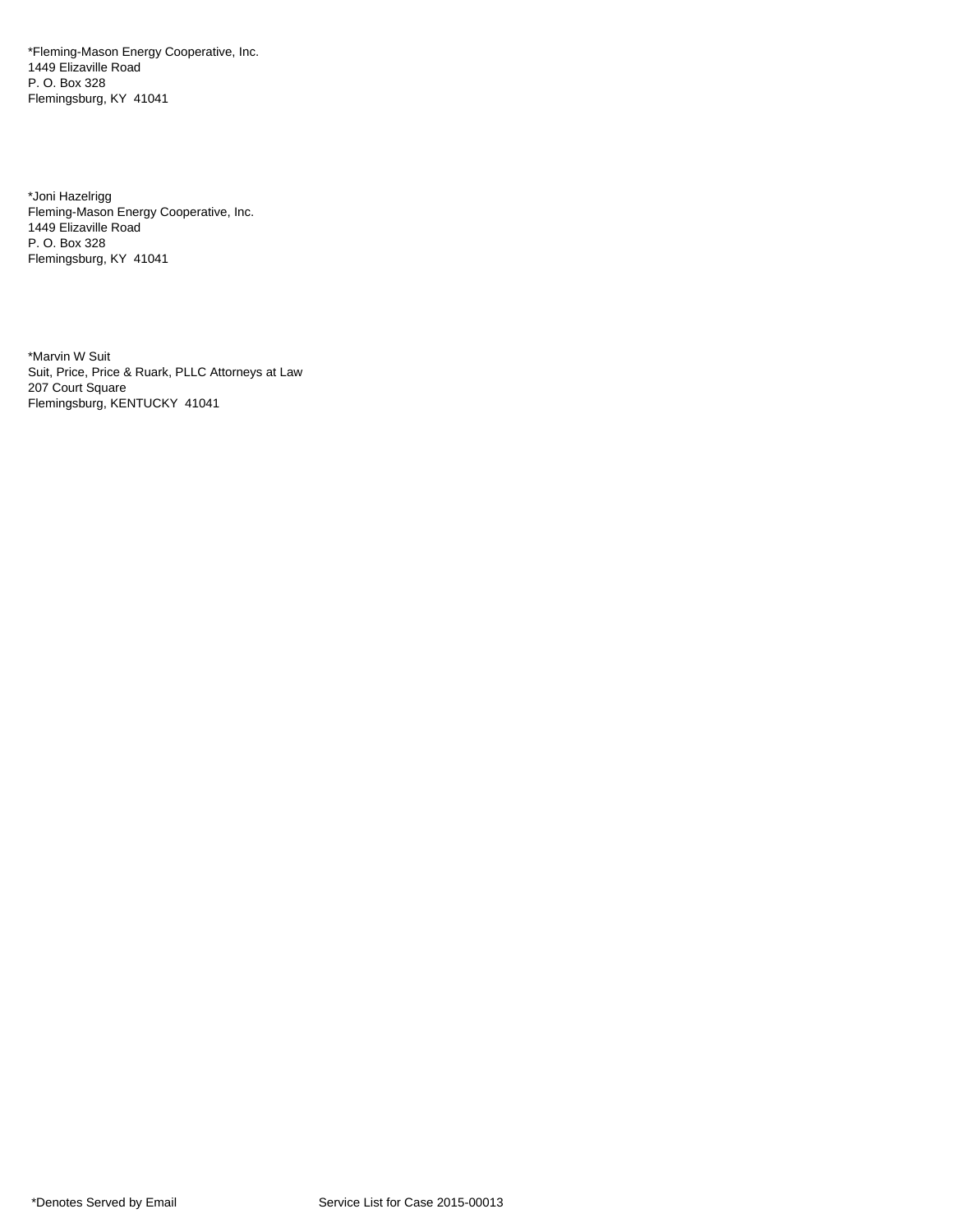*Fleming-Mason Energy Cooperative, Inc.
1449 Elizaville Road
P. O. Box 328
Flemingsburg, KY 41041

*Joni Hazelrigg
Fleming-Mason Energy Cooperative, Inc.
1449 Elizaville Road
P. O. Box 328
Flemingsburg, KY 41041

*Marvin W Suit
Suit, Price, Price & Ruark, PLLC Attorneys at Law
207 Court Square
Flemingsburg, KENTUCKY 41041

*Denotes Served by Email

Service List for Case 2015-00013